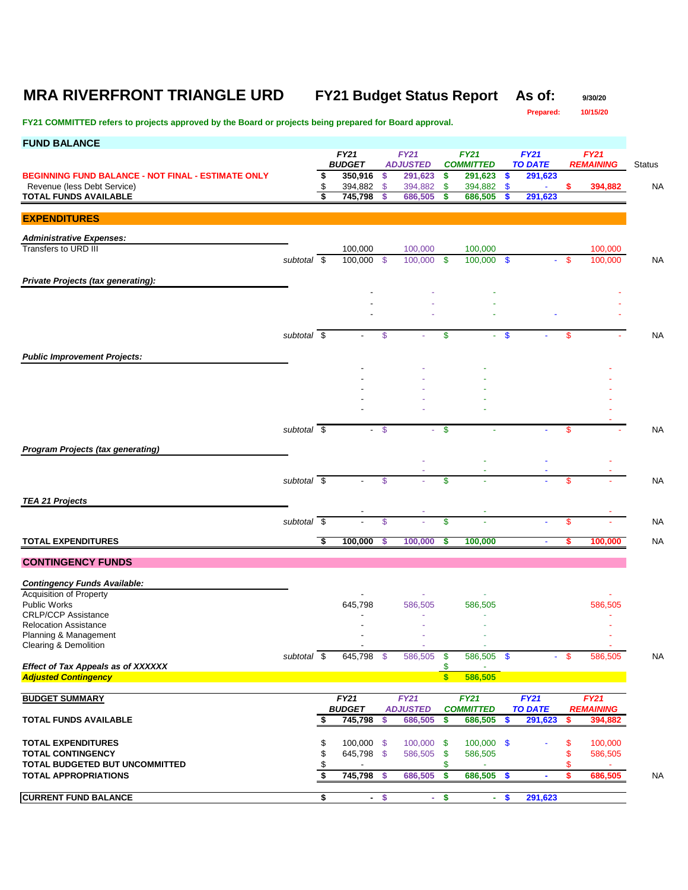# MRA RIVERFRONT TRIANGLE URD

## FY21 Budget Status Report

**As of:** 9/30/20

**Prepared:** 10/15/20

**FY21 COMMITTED refers to projects approved by the Board or projects being prepared for Board approval.**

## FUND BALANCE

| | FY21 BUDGET | FY21 ADJUSTED | FY21 COMMITTED | FY21 TO DATE | FY21 REMAINING | Status |
|---|---|---|---|---|---|---|
| **BEGINNING FUND BALANCE - NOT FINAL - ESTIMATE ONLY** | $ 350,916 | $ 291,623 | $ 291,623 | $ 291,623 | | |
| Revenue (less Debt Service) | $ 394,882 | $ 394,882 | $ 394,882 | $ - | $ 394,882 | NA |
| **TOTAL FUNDS AVAILABLE** | $ 745,798 | $ 686,505 | $ 686,505 | $ 291,623 | | |

## EXPENDITURES

| | FY21 BUDGET | FY21 ADJUSTED | FY21 COMMITTED | FY21 TO DATE | FY21 REMAINING | Status |
|---|---|---|---|---|---|---|
| ***Administrative Expenses:*** | | | | | | |
| Transfers to URD III | 100,000 | 100,000 | 100,000 | | 100,000 | |
| *subtotal* | $ 100,000 | $ 100,000 | $ 100,000 | $ - | $ 100,000 | NA |
| ***Private Projects (tax generating):*** | | | | | | |
| | - | - | - | | - | |
| | - | - | - | | - | |
| | - | - | - | - | - | |
| *subtotal* | $ - | $ - | $ - | $ - | $ - | NA |
| ***Public Improvement Projects:*** | | | | | | |
| | - | - | - | | - | |
| | - | - | - | | - | |
| | - | - | - | | - | |
| | - | - | - | | - | |
| | - | - | - | | - | |
| | | | | | - | |
| *subtotal* | $ - | $ - | $ - | - | $ - | NA |
| ***Program Projects (tax generating)*** | | | | | | |
| | | - | - | - | - | |
| | | - | - | - | - | |
| *subtotal* | $ - | $ - | $ - | - | $ - | NA |
| ***TEA 21 Projects*** | | | | | | |
| | - | - | - | | - | |
| *subtotal* | $ - | $ - | $ - | - | $ - | NA |
| **TOTAL EXPENDITURES** | $ 100,000 | $ 100,000 | $ 100,000 | - | $ 100,000 | NA |

## CONTINGENCY FUNDS

| | FY21 BUDGET | FY21 ADJUSTED | FY21 COMMITTED | FY21 TO DATE | FY21 REMAINING | Status |
|---|---|---|---|---|---|---|
| ***Contingency Funds Available:*** | | | | | | |
| Acquisition of Property | - | - | - | | - | |
| Public Works | 645,798 | 586,505 | 586,505 | | 586,505 | |
| CRLP/CCP Assistance | - | - | - | | - | |
| Relocation Assistance | - | - | - | | - | |
| Planning & Management | - | - | - | | - | |
| Clearing & Demolition | - | - | - | | - | |
| *subtotal* | $ 645,798 | $ 586,505 | $ 586,505 | $ - | $ 586,505 | NA |
| ***Effect of Tax Appeals as of XXXXXX*** | | | $ - | | | |
| ***Adjusted Contingency*** | | | $ 586,505 | | | |

## BUDGET SUMMARY

| | FY21 BUDGET | FY21 ADJUSTED | FY21 COMMITTED | FY21 TO DATE | FY21 REMAINING | Status |
|---|---|---|---|---|---|---|
| **TOTAL FUNDS AVAILABLE** | $ 745,798 | $ 686,505 | $ 686,505 | $ 291,623 | $ 394,882 | |
| **TOTAL EXPENDITURES** | $ 100,000 | $ 100,000 | $ 100,000 | $ - | $ 100,000 | |
| **TOTAL CONTINGENCY** | $ 645,798 | $ 586,505 | $ 586,505 | | $ 586,505 | |
| **TOTAL BUDGETED BUT UNCOMMITTED** | $ - | | $ - | | $ - | |
| **TOTAL APPROPRIATIONS** | $ 745,798 | $ 686,505 | $ 686,505 | $ - | $ 686,505 | NA |
| **CURRENT FUND BALANCE** | $ - | $ - | $ - | $ 291,623 | | |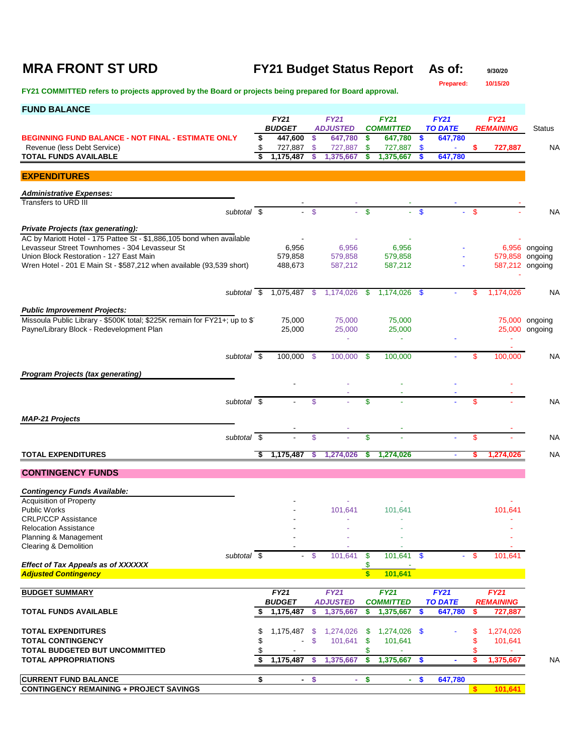# MRA FRONT ST URD

## FY21 Budget Status Report — As of: 9/30/20

Prepared: 10/15/20

**FY21 COMMITTED refers to projects approved by the Board or projects being prepared for Board approval.**

## FUND BALANCE

| | FY21 BUDGET | FY21 ADJUSTED | FY21 COMMITTED | FY21 TO DATE | FY21 REMAINING | Status |
|---|---|---|---|---|---|---|
| **BEGINNING FUND BALANCE - NOT FINAL - ESTIMATE ONLY** | $ 447,600 | $ 647,780 | $ 647,780 | $ 647,780 | | |
| Revenue (less Debt Service) | $ 727,887 | $ 727,887 | $ 727,887 | $ - | $ 727,887 | NA |
| **TOTAL FUNDS AVAILABLE** | $ 1,175,487 | $ 1,375,667 | $ 1,375,667 | $ 647,780 | | |

## EXPENDITURES

| | FY21 BUDGET | FY21 ADJUSTED | FY21 COMMITTED | FY21 TO DATE | FY21 REMAINING | Status |
|---|---|---|---|---|---|---|
| ***Administrative Expenses:*** | | | | | | |
| Transfers to URD III | - | - | - | - | - | |
| *subtotal* | $ - | $ - | $ - | $ - | $ - | NA |
| ***Private Projects (tax generating):*** | | | | | | |
| AC by Mariott Hotel - 175 Pattee St - $1,886,105 bond when available | - | - | - | | - | |
| Levasseur Street Townhomes - 304 Levasseur St | 6,956 | 6,956 | 6,956 | - | 6,956 | ongoing |
| Union Block Restoration - 127 East Main | 579,858 | 579,858 | 579,858 | - | 579,858 | ongoing |
| Wren Hotel - 201 E Main St - $587,212 when available (93,539 short) | 488,673 | 587,212 | 587,212 | - | 587,212 | ongoing |
| | | | | | - | |
| *subtotal* | $ 1,075,487 | $ 1,174,026 | $ 1,174,026 | $ - | $ 1,174,026 | NA |
| ***Public Improvement Projects:*** | | | | | | |
| Missoula Public Library - $500K total; $225K remain for FY21+; up to $ | 75,000 | 75,000 | 75,000 | | 75,000 | ongoing |
| Payne/Library Block - Redevelopment Plan | 25,000 | 25,000 | 25,000 | | 25,000 | ongoing |
| | | - | - | - | - | |
| | | | | | - | |
| *subtotal* | $ 100,000 | $ 100,000 | $ 100,000 | - | $ 100,000 | NA |
| ***Program Projects (tax generating)*** | | | | | | |
| | - | - | - | - | - | |
| | | - | - | - | - | |
| *subtotal* | $ - | $ - | $ - | - | $ - | NA |
| ***MAP-21 Projects*** | | | | | | |
| | - | - | - | | - | |
| *subtotal* | $ - | $ - | $ - | - | $ - | NA |
| **TOTAL EXPENDITURES** | $ 1,175,487 | $ 1,274,026 | $ 1,274,026 | - | $ 1,274,026 | NA |

## CONTINGENCY FUNDS

| | FY21 BUDGET | FY21 ADJUSTED | FY21 COMMITTED | FY21 TO DATE | FY21 REMAINING |
|---|---|---|---|---|---|
| ***Contingency Funds Available:*** | | | | | |
| Acquisition of Property | - | - | - | | - |
| Public Works | - | 101,641 | 101,641 | | 101,641 |
| CRLP/CCP Assistance | - | - | - | | - |
| Relocation Assistance | - | - | - | | - |
| Planning & Management | - | - | - | | - |
| Clearing & Demolition | - | - | - | | - |
| *subtotal* | $ - | $ 101,641 | $ 101,641 | $ - | $ 101,641 |
| ***Effect of Tax Appeals as of XXXXXX*** | | | $ - | | |
| ***Adjusted Contingency*** | | | $ 101,641 | | |

## BUDGET SUMMARY

| | FY21 BUDGET | FY21 ADJUSTED | FY21 COMMITTED | FY21 TO DATE | FY21 REMAINING | Status |
|---|---|---|---|---|---|---|
| **TOTAL FUNDS AVAILABLE** | $ 1,175,487 | $ 1,375,667 | $ 1,375,667 | $ 647,780 | $ 727,887 | |
| **TOTAL EXPENDITURES** | $ 1,175,487 | $ 1,274,026 | $ 1,274,026 | $ - | $ 1,274,026 | |
| **TOTAL CONTINGENCY** | $ - | $ 101,641 | $ 101,641 | | $ 101,641 | |
| **TOTAL BUDGETED BUT UNCOMMITTED** | $ - | | $ - | | $ - | |
| **TOTAL APPROPRIATIONS** | $ 1,175,487 | $ 1,375,667 | $ 1,375,667 | $ - | $ 1,375,667 | NA |
| **CURRENT FUND BALANCE** | $ - | $ - | $ - | $ 647,780 | | |
| **CONTINGENCY REMAINING + PROJECT SAVINGS** | | | | | $ 101,641 | |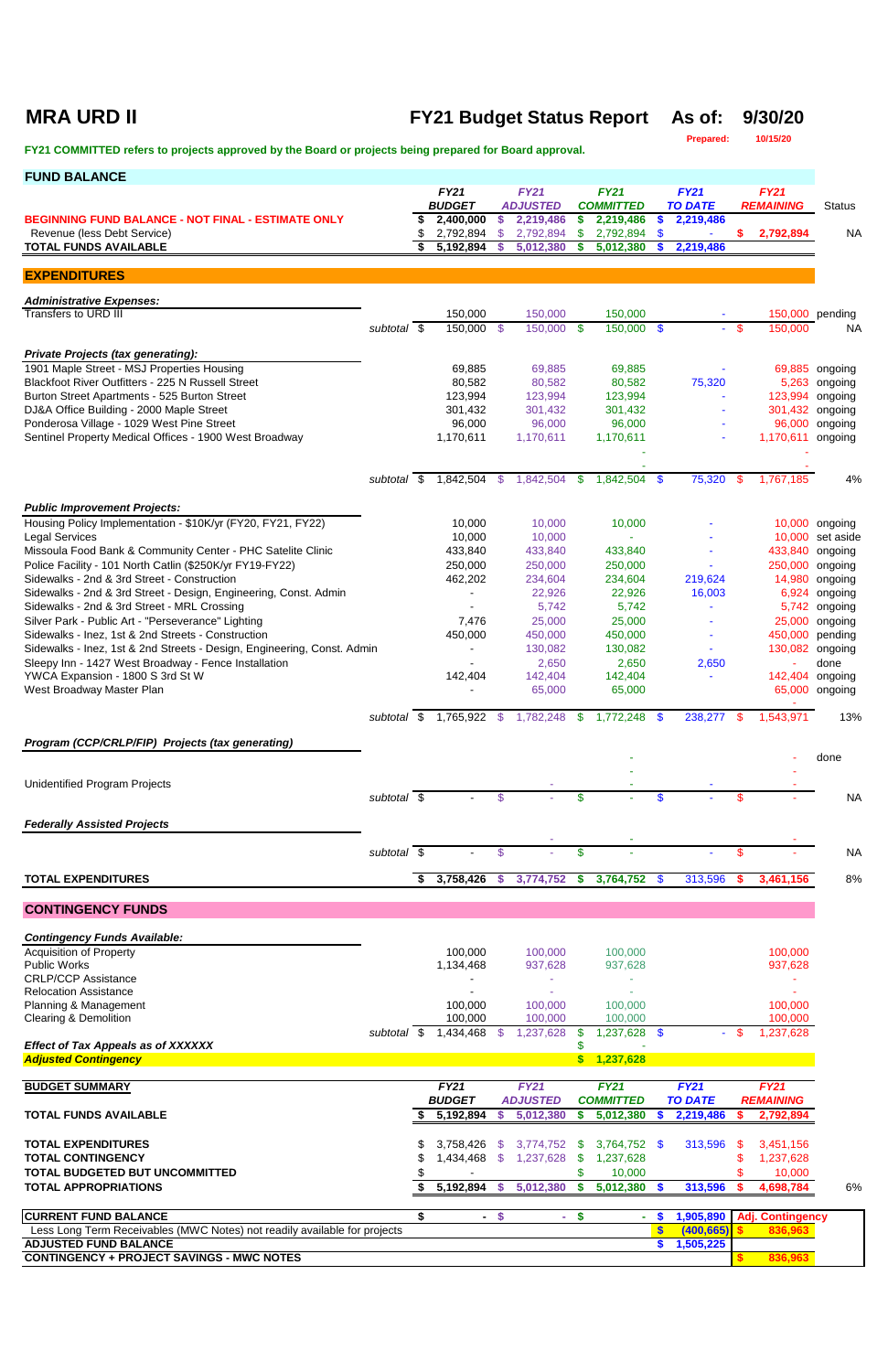# MRA URD II

## FY21 Budget Status Report  As of: 9/30/20

Prepared: 10/15/20

**FY21 COMMITTED refers to projects approved by the Board or projects being prepared for Board approval.**

## FUND BALANCE

| | FY21 BUDGET | FY21 ADJUSTED | FY21 COMMITTED | FY21 TO DATE | FY21 REMAINING | Status |
|---|---|---|---|---|---|---|
| **BEGINNING FUND BALANCE - NOT FINAL - ESTIMATE ONLY** | $ 2,400,000 | $ 2,219,486 | $ 2,219,486 | $ 2,219,486 | | |
| Revenue (less Debt Service) | $ 2,792,894 | $ 2,792,894 | $ 2,792,894 | $ - | $ 2,792,894 | NA |
| **TOTAL FUNDS AVAILABLE** | $ 5,192,894 | $ 5,012,380 | $ 5,012,380 | $ 2,219,486 | | |

## EXPENDITURES

| | | FY21 BUDGET | FY21 ADJUSTED | FY21 COMMITTED | FY21 TO DATE | FY21 REMAINING | Status |
|---|---|---|---|---|---|---|---|
| ***Administrative Expenses:*** | | | | | | | |
| Transfers to URD III | | 150,000 | 150,000 | 150,000 | - | 150,000 | pending |
| | subtotal | $ 150,000 | $ 150,000 | $ 150,000 | $ - | $ 150,000 | NA |
| ***Private Projects (tax generating):*** | | | | | | | |
| 1901 Maple Street - MSJ Properties Housing | | 69,885 | 69,885 | 69,885 | - | 69,885 | ongoing |
| Blackfoot River Outfitters - 225 N Russell Street | | 80,582 | 80,582 | 80,582 | 75,320 | 5,263 | ongoing |
| Burton Street Apartments - 525 Burton Street | | 123,994 | 123,994 | 123,994 | - | 123,994 | ongoing |
| DJ&A Office Building - 2000 Maple Street | | 301,432 | 301,432 | 301,432 | - | 301,432 | ongoing |
| Ponderosa Village - 1029 West Pine Street | | 96,000 | 96,000 | 96,000 | - | 96,000 | ongoing |
| Sentinel Property Medical Offices - 1900 West Broadway | | 1,170,611 | 1,170,611 | 1,170,611 | - | 1,170,611 | ongoing |
| | | | | - | | - | |
| | | | | - | | - | |
| | subtotal | $ 1,842,504 | $ 1,842,504 | $ 1,842,504 | $ 75,320 | $ 1,767,185 | 4% |
| ***Public Improvement Projects:*** | | | | | | | |
| Housing Policy Implementation - $10K/yr (FY20, FY21, FY22) | | 10,000 | 10,000 | 10,000 | - | 10,000 | ongoing |
| Legal Services | | 10,000 | 10,000 | - | - | 10,000 | set aside |
| Missoula Food Bank & Community Center - PHC Satelite Clinic | | 433,840 | 433,840 | 433,840 | - | 433,840 | ongoing |
| Police Facility - 101 North Catlin ($250K/yr FY19-FY22) | | 250,000 | 250,000 | 250,000 | - | 250,000 | ongoing |
| Sidewalks - 2nd & 3rd Street - Construction | | 462,202 | 234,604 | 234,604 | 219,624 | 14,980 | ongoing |
| Sidewalks - 2nd & 3rd Street - Design, Engineering, Const. Admin | | - | 22,926 | 22,926 | 16,003 | 6,924 | ongoing |
| Sidewalks - 2nd & 3rd Street - MRL Crossing | | - | 5,742 | 5,742 | - | 5,742 | ongoing |
| Silver Park - Public Art - "Perseverance" Lighting | | 7,476 | 25,000 | 25,000 | - | 25,000 | ongoing |
| Sidewalks - Inez, 1st & 2nd Streets - Construction | | 450,000 | 450,000 | 450,000 | - | 450,000 | pending |
| Sidewalks - Inez, 1st & 2nd Streets - Design, Engineering, Const. Admin | | - | 130,082 | 130,082 | - | 130,082 | ongoing |
| Sleepy Inn - 1427 West Broadway - Fence Installation | | - | 2,650 | 2,650 | 2,650 | - | done |
| YWCA Expansion - 1800 S 3rd St W | | 142,404 | 142,404 | 142,404 | - | 142,404 | ongoing |
| West Broadway Master Plan | | - | 65,000 | 65,000 | | 65,000 | ongoing |
| | | | | | | - | |
| | subtotal | $ 1,765,922 | $ 1,782,248 | $ 1,772,248 | $ 238,277 | $ 1,543,971 | 13% |
| ***Program (CCP/CRLP/FIP) Projects (tax generating)*** | | | | | | | |
| | | | | - | | - | done |
| | | | | - | | - | |
| Unidentified Program Projects | | | - | - | - | - | |
| | subtotal | $ - | $ - | $ - | $ - | $ - | NA |
| ***Federally Assisted Projects*** | | | | | | | |
| | | | - | - | | - | |
| | subtotal | $ - | $ - | $ - | $ - | $ - | NA |
| **TOTAL EXPENDITURES** | | $ 3,758,426 | $ 3,774,752 | $ 3,764,752 | $ 313,596 | $ 3,461,156 | 8% |

## CONTINGENCY FUNDS

| | | FY21 BUDGET | FY21 ADJUSTED | FY21 COMMITTED | FY21 TO DATE | FY21 REMAINING |
|---|---|---|---|---|---|---|
| ***Contingency Funds Available:*** | | | | | | |
| Acquisition of Property | | 100,000 | 100,000 | 100,000 | | 100,000 |
| Public Works | | 1,134,468 | 937,628 | 937,628 | | 937,628 |
| CRLP/CCP Assistance | | - | - | - | | - |
| Relocation Assistance | | - | - | - | | - |
| Planning & Management | | 100,000 | 100,000 | 100,000 | | 100,000 |
| Clearing & Demolition | | 100,000 | 100,000 | 100,000 | | 100,000 |
| | subtotal | $ 1,434,468 | $ 1,237,628 | $ 1,237,628 | $ - | $ 1,237,628 |
| ***Effect of Tax Appeals as of XXXXXX*** | | | | $ - | | |
| ***Adjusted Contingency*** | | | | $ 1,237,628 | | |

## BUDGET SUMMARY

| | FY21 BUDGET | FY21 ADJUSTED | FY21 COMMITTED | FY21 TO DATE | FY21 REMAINING | |
|---|---|---|---|---|---|---|
| **TOTAL FUNDS AVAILABLE** | $ 5,192,894 | $ 5,012,380 | $ 5,012,380 | $ 2,219,486 | $ 2,792,894 | |
| **TOTAL EXPENDITURES** | $ 3,758,426 | $ 3,774,752 | $ 3,764,752 | $ 313,596 | $ 3,451,156 | |
| **TOTAL CONTINGENCY** | $ 1,434,468 | $ 1,237,628 | $ 1,237,628 | | $ 1,237,628 | |
| **TOTAL BUDGETED BUT UNCOMMITTED** | $ - | | $ 10,000 | | $ 10,000 | |
| **TOTAL APPROPRIATIONS** | $ 5,192,894 | $ 5,012,380 | $ 5,012,380 | $ 313,596 | $ 4,698,784 | 6% |

| | | | | | |
|---|---|---|---|---|---|
| **CURRENT FUND BALANCE** | $ - | $ - | $ - | $ 1,905,890 | **Adj. Contingency** |
| Less Long Term Receivables (MWC Notes) not readily available for projects | | | | $ (400,665) | $ 836,963 |
| **ADJUSTED FUND BALANCE** | | | | $ 1,505,225 | |
| **CONTINGENCY + PROJECT SAVINGS - MWC NOTES** | | | | | $ 836,963 |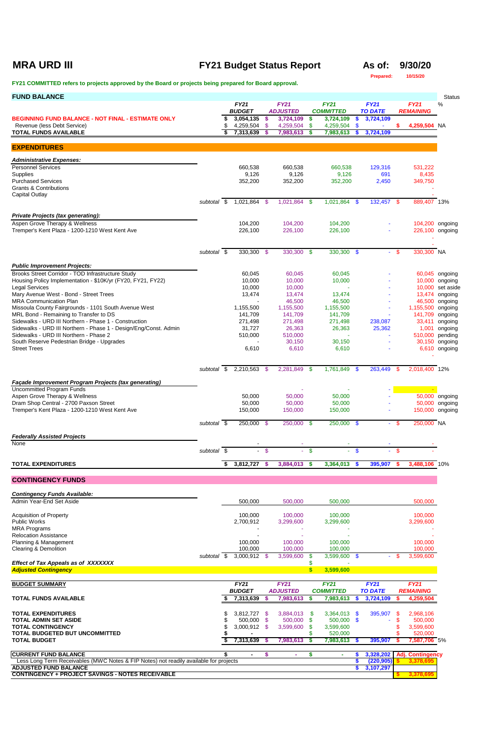# MRA URD III

## FY21 Budget Status Report

**As of: 9/30/20**

Prepared: 10/15/20

**FY21 COMMITTED refers to projects approved by the Board or projects being prepared for Board approval.**

| FUND BALANCE | FY21 BUDGET | FY21 ADJUSTED | FY21 COMMITTED | FY21 TO DATE | FY21 REMAINING | Status % |
|---|---|---|---|---|---|---|
| BEGINNING FUND BALANCE - NOT FINAL - ESTIMATE ONLY | $ 3,054,135 | $ 3,724,109 | $ 3,724,109 | $ 3,724,109 | | |
| Revenue (less Debt Service) | $ 4,259,504 | $ 4,259,504 | $ 4,259,504 | $ - | $ 4,259,504 | NA |
| TOTAL FUNDS AVAILABLE | $ 7,313,639 | $ 7,983,613 | $ 7,983,613 | $ 3,724,109 | | |

## EXPENDITURES

| | FY21 BUDGET | FY21 ADJUSTED | FY21 COMMITTED | FY21 TO DATE | FY21 REMAINING | Status % |
|---|---|---|---|---|---|---|
| ***Administrative Expenses:*** | | | | | | |
| Personnel Services | 660,538 | 660,538 | 660,538 | 129,316 | 531,222 | |
| Supplies | 9,126 | 9,126 | 9,126 | 691 | 8,435 | |
| Purchased Services | 352,200 | 352,200 | 352,200 | 2,450 | 349,750 | |
| Grants & Contributions | | | | | - | |
| Capital Outlay | | | | | - | |
| *subtotal* | $ 1,021,864 | $ 1,021,864 | $ 1,021,864 | $ 132,457 | $ 889,407 | 13% |
| ***Private Projects (tax generating):*** | | | | | | |
| Aspen Grove Therapy & Wellness | 104,200 | 104,200 | 104,200 | - | 104,200 | ongoing |
| Tremper's Kent Plaza - 1200-1210 West Kent Ave | 226,100 | 226,100 | 226,100 | - | 226,100 | ongoing |
| | | | | | - | |
| | | | | | - | |
| *subtotal* | $ 330,300 | $ 330,300 | $ 330,300 | $ - | $ 330,300 | NA |
| ***Public Improvement Projects:*** | | | | | | |
| Brooks Street Corridor - TOD Infrastructure Study | 60,045 | 60,045 | 60,045 | - | 60,045 | ongoing |
| Housing Policy Implementation - $10K/yr (FY20, FY21, FY22) | 10,000 | 10,000 | 10,000 | - | 10,000 | ongoing |
| Legal Services | 10,000 | 10,000 | - | - | 10,000 | set aside |
| Mary Avenue West - Bond - Street Trees | 13,474 | 13,474 | 13,474 | - | 13,474 | ongoing |
| MRA Communication Plan | - | 46,500 | 46,500 | - | 46,500 | ongoing |
| Missoula County Fairgrounds - 1101 South Avenue West | 1,155,500 | 1,155,500 | 1,155,500 | - | 1,155,500 | ongoing |
| MRL Bond - Remaining to Transfer to DS | 141,709 | 141,709 | 141,709 | - | 141,709 | ongoing |
| Sidewalks - URD III Northern - Phase 1 - Construction | 271,498 | 271,498 | 271,498 | 238,087 | 33,411 | ongoing |
| Sidewalks - URD III Northern - Phase 1 - Design/Eng/Const. Admin | 31,727 | 26,363 | 26,363 | 25,362 | 1,001 | ongoing |
| Sidewalks - URD III Northern - Phase 2 | 510,000 | 510,000 | - | - | 510,000 | pending |
| South Reserve Pedestrian Bridge - Upgrades | - | 30,150 | 30,150 | - | 30,150 | ongoing |
| Street Trees | 6,610 | 6,610 | 6,610 | - | 6,610 | ongoing |
| | | | | | - | |
| *subtotal* | $ 2,210,563 | $ 2,281,849 | $ 1,761,849 | $ 263,449 | $ 2,018,400 | 12% |
| ***Façade Improvement Program Projects (tax generating)*** | | | | | | |
| Uncommitted Program Funds | | - | - | - | - | |
| Aspen Grove Therapy & Wellness | 50,000 | 50,000 | 50,000 | - | 50,000 | ongoing |
| Dram Shop Central - 2700 Paxson Street | 50,000 | 50,000 | 50,000 | - | 50,000 | ongoing |
| Tremper's Kent Plaza - 1200-1210 West Kent Ave | 150,000 | 150,000 | 150,000 | - | 150,000 | ongoing |
| *subtotal* | $ 250,000 | $ 250,000 | $ 250,000 | $ - | $ 250,000 | NA |
| ***Federally Assisted Projects*** | | | | | | |
| None | - | - | - | - | - | |
| *subtotal* | $ - | $ - | $ - | $ - | $ - | |
| **TOTAL EXPENDITURES** | $ 3,812,727 | $ 3,884,013 | $ 3,364,013 | $ 395,907 | $ 3,488,106 | 10% |

## CONTINGENCY FUNDS

| | FY21 BUDGET | FY21 ADJUSTED | FY21 COMMITTED | FY21 TO DATE | FY21 REMAINING |
|---|---|---|---|---|---|
| ***Contingency Funds Available:*** | | | | | |
| Admin Year-End Set Aside | 500,000 | 500,000 | 500,000 | | 500,000 |
| Acquisition of Property | 100,000 | 100,000 | 100,000 | | 100,000 |
| Public Works | 2,700,912 | 3,299,600 | 3,299,600 | | 3,299,600 |
| MRA Programs | - | - | - | | - |
| Relocation Assistance | - | - | - | | - |
| Planning & Management | 100,000 | 100,000 | 100,000 | | 100,000 |
| Clearing & Demolition | 100,000 | 100,000 | 100,000 | | 100,000 |
| *subtotal* | $ 3,000,912 | $ 3,599,600 | $ 3,599,600 | $ - | $ 3,599,600 |
| ***Effect of Tax Appeals as of XXXXXXX*** | | | $ - | | |
| ***Adjusted Contingency*** | | | $ 3,599,600 | | |

| BUDGET SUMMARY | FY21 BUDGET | FY21 ADJUSTED | FY21 COMMITTED | FY21 TO DATE | FY21 REMAINING | |
|---|---|---|---|---|---|---|
| **TOTAL FUNDS AVAILABLE** | $ 7,313,639 | $ 7,983,613 | $ 7,983,613 | $ 3,724,109 | $ 4,259,504 | |
| **TOTAL EXPENDITURES** | $ 3,812,727 | $ 3,884,013 | $ 3,364,013 | $ 395,907 | $ 2,968,106 | |
| **TOTAL ADMIN SET ASIDE** | $ 500,000 | $ 500,000 | $ 500,000 | $ - | $ 500,000 | |
| **TOTAL CONTINGENCY** | $ 3,000,912 | $ 3,599,600 | $ 3,599,600 | | $ 3,599,600 | |
| **TOTAL BUDGETED BUT UNCOMMITTED** | $ - | | $ 520,000 | | $ 520,000 | |
| **TOTAL BUDGET** | $ 7,313,639 | $ 7,983,613 | $ 7,983,613 | $ 395,907 | $ 7,587,706 | 5% |

| | | | | | |
|---|---|---|---|---|---|
| **CURRENT FUND BALANCE** | $ - | $ - | $ - | $ 3,328,202 | **Adj. Contingency** |
| Less Long Term Receivables (MWC Notes & FIP Notes) not readily available for projects | | | | $ (220,905) | $ 3,378,695 |
| **ADJUSTED FUND BALANCE** | | | | $ 3,107,297 | |
| **CONTINGENCY + PROJECT SAVINGS - NOTES RECEIVABLE** | | | | | $ 3,378,695 |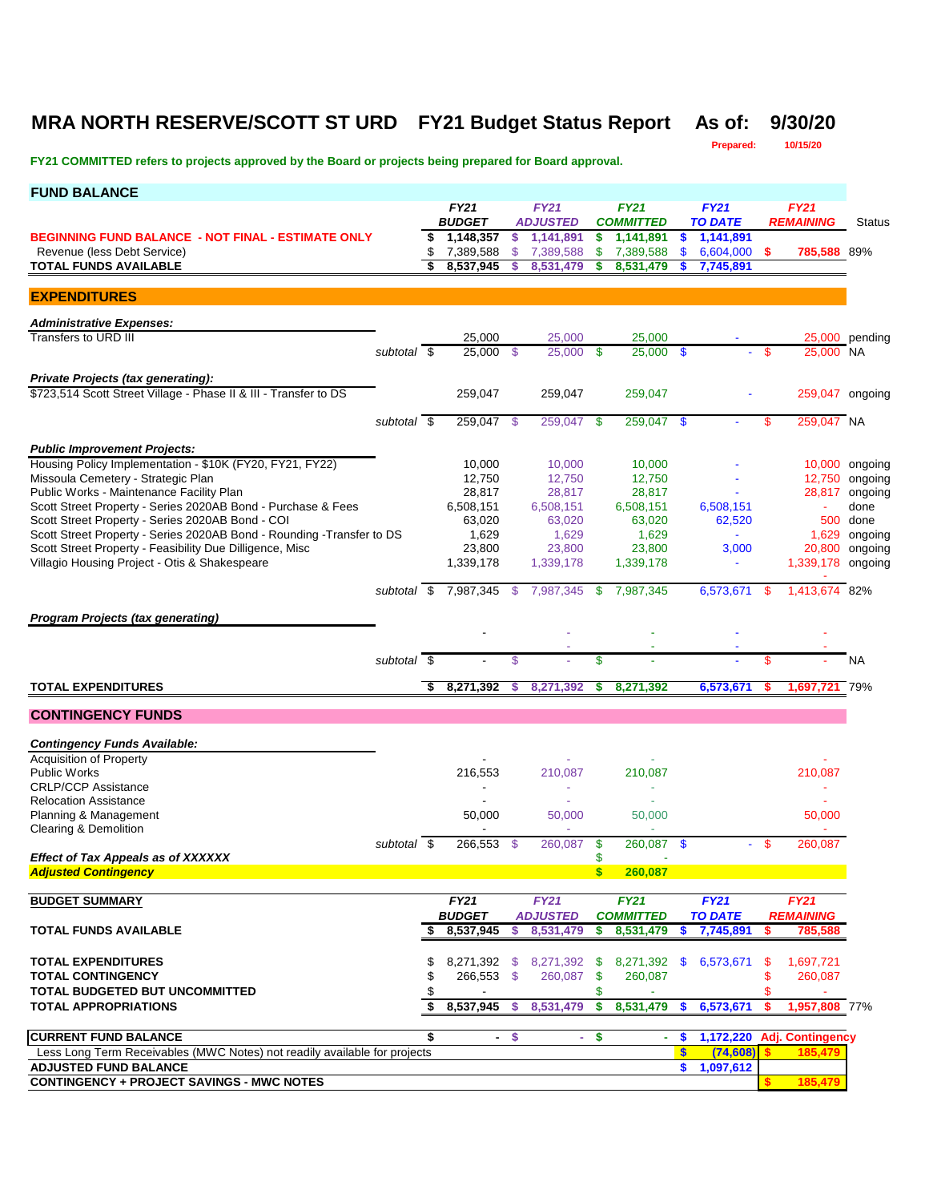# MRA NORTH RESERVE/SCOTT ST URD FY21 Budget Status Report As of: 9/30/20

**Prepared: 10/15/20**

**FY21 COMMITTED refers to projects approved by the Board or projects being prepared for Board approval.**

## FUND BALANCE

| | FY21 BUDGET | FY21 ADJUSTED | FY21 COMMITTED | FY21 TO DATE | FY21 REMAINING | Status |
|---|---|---|---|---|---|---|
| **BEGINNING FUND BALANCE - NOT FINAL - ESTIMATE ONLY** | $ 1,148,357 | $ 1,141,891 | $ 1,141,891 | $ 1,141,891 | | |
| Revenue (less Debt Service) | $ 7,389,588 | $ 7,389,588 | $ 7,389,588 | $ 6,604,000 | $ 785,588 | 89% |
| **TOTAL FUNDS AVAILABLE** | $ 8,537,945 | $ 8,531,479 | $ 8,531,479 | $ 7,745,891 | | |

## EXPENDITURES

| | FY21 BUDGET | FY21 ADJUSTED | FY21 COMMITTED | FY21 TO DATE | FY21 REMAINING | Status |
|---|---|---|---|---|---|---|
| ***Administrative Expenses:*** | | | | | | |
| Transfers to URD III | 25,000 | 25,000 | 25,000 | - | 25,000 | pending |
| *subtotal* | $ 25,000 | $ 25,000 | $ 25,000 | $ - | $ 25,000 | NA |
| ***Private Projects (tax generating):*** | | | | | | |
| $723,514 Scott Street Village - Phase II & III - Transfer to DS | 259,047 | 259,047 | 259,047 | - | 259,047 | ongoing |
| *subtotal* | $ 259,047 | $ 259,047 | $ 259,047 | $ - | $ 259,047 | NA |
| ***Public Improvement Projects:*** | | | | | | |
| Housing Policy Implementation - $10K (FY20, FY21, FY22) | 10,000 | 10,000 | 10,000 | - | 10,000 | ongoing |
| Missoula Cemetery - Strategic Plan | 12,750 | 12,750 | 12,750 | - | 12,750 | ongoing |
| Public Works - Maintenance Facility Plan | 28,817 | 28,817 | 28,817 | - | 28,817 | ongoing |
| Scott Street Property - Series 2020AB Bond - Purchase & Fees | 6,508,151 | 6,508,151 | 6,508,151 | 6,508,151 | - | done |
| Scott Street Property - Series 2020AB Bond - COI | 63,020 | 63,020 | 63,020 | 62,520 | 500 | done |
| Scott Street Property - Series 2020AB Bond - Rounding -Transfer to DS | 1,629 | 1,629 | 1,629 | - | 1,629 | ongoing |
| Scott Street Property - Feasibility Due Dilligence, Misc | 23,800 | 23,800 | 23,800 | 3,000 | 20,800 | ongoing |
| Villagio Housing Project - Otis & Shakespeare | 1,339,178 | 1,339,178 | 1,339,178 | - | 1,339,178 | ongoing |
| *subtotal* | $ 7,987,345 | $ 7,987,345 | $ 7,987,345 | 6,573,671 | $ 1,413,674 | 82% |
| ***Program Projects (tax generating)*** | | | | | | |
| | - | - | - | - | - | |
| *subtotal* | $ - | $ - | $ - | - | $ - | NA |
| **TOTAL EXPENDITURES** | $ 8,271,392 | $ 8,271,392 | $ 8,271,392 | 6,573,671 | $ 1,697,721 | 79% |

## CONTINGENCY FUNDS

| ***Contingency Funds Available:*** | FY21 BUDGET | FY21 ADJUSTED | FY21 COMMITTED | FY21 TO DATE | FY21 REMAINING |
|---|---|---|---|---|---|
| Acquisition of Property | - | - | - | | - |
| Public Works | 216,553 | 210,087 | 210,087 | | 210,087 |
| CRLP/CCP Assistance | - | - | - | | - |
| Relocation Assistance | - | - | - | | - |
| Planning & Management | 50,000 | 50,000 | 50,000 | | 50,000 |
| Clearing & Demolition | - | - | - | | - |
| *subtotal* | $ 266,553 | $ 260,087 | $ 260,087 | $ - | $ 260,087 |
| ***Effect of Tax Appeals as of XXXXXX*** | | | $ - | | |
| ***Adjusted Contingency*** | | | $ 260,087 | | |

## BUDGET SUMMARY

| **BUDGET SUMMARY** | FY21 BUDGET | FY21 ADJUSTED | FY21 COMMITTED | FY21 TO DATE | FY21 REMAINING | |
|---|---|---|---|---|---|---|
| **TOTAL FUNDS AVAILABLE** | $ 8,537,945 | $ 8,531,479 | $ 8,531,479 | $ 7,745,891 | $ 785,588 | |
| **TOTAL EXPENDITURES** | $ 8,271,392 | $ 8,271,392 | $ 8,271,392 | $ 6,573,671 | $ 1,697,721 | |
| **TOTAL CONTINGENCY** | $ 266,553 | $ 260,087 | $ 260,087 | | $ 260,087 | |
| **TOTAL BUDGETED BUT UNCOMMITTED** | $ - | | $ - | | $ - | |
| **TOTAL APPROPRIATIONS** | $ 8,537,945 | $ 8,531,479 | $ 8,531,479 | $ 6,573,671 | $ 1,957,808 | 77% |

| | | | | | |
|---|---|---|---|---|---|
| **CURRENT FUND BALANCE** | $ - | $ - | $ - | $ 1,172,220 | Adj. Contingency |
| Less Long Term Receivables (MWC Notes) not readily available for projects | | | | $ (74,608) | $ 185,479 |
| **ADJUSTED FUND BALANCE** | | | | $ 1,097,612 | |
| **CONTINGENCY + PROJECT SAVINGS - MWC NOTES** | | | | | $ 185,479 |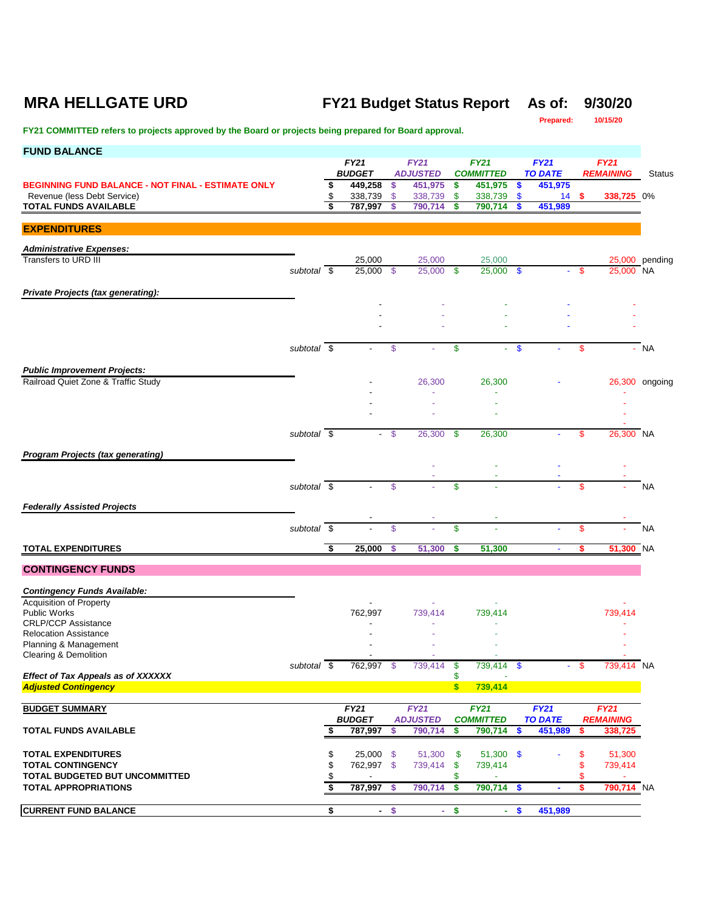# MRA HELLGATE URD

## FY21 Budget Status Report As of: 9/30/20

Prepared: 10/15/20

FY21 COMMITTED refers to projects approved by the Board or projects being prepared for Board approval.

## FUND BALANCE

| | FY21 BUDGET | FY21 ADJUSTED | FY21 COMMITTED | FY21 TO DATE | FY21 REMAINING | Status |
|---|---|---|---|---|---|---|
| **BEGINNING FUND BALANCE - NOT FINAL - ESTIMATE ONLY** | $ 449,258 | $ 451,975 | $ 451,975 | $ 451,975 | | |
| Revenue (less Debt Service) | $ 338,739 | $ 338,739 | $ 338,739 | $ 14 | $ 338,725 | 0% |
| **TOTAL FUNDS AVAILABLE** | $ 787,997 | $ 790,714 | $ 790,714 | $ 451,989 | | |

## EXPENDITURES

| | FY21 BUDGET | FY21 ADJUSTED | FY21 COMMITTED | FY21 TO DATE | FY21 REMAINING | Status |
|---|---|---|---|---|---|---|
| ***Administrative Expenses:*** | | | | | | |
| Transfers to URD III | 25,000 | 25,000 | 25,000 | | 25,000 | pending |
| *subtotal* | $ 25,000 | $ 25,000 | $ 25,000 | $ - | $ 25,000 | NA |
| ***Private Projects (tax generating):*** | | | | | | |
| | - | - | - | - | - | |
| | - | - | - | - | - | |
| | - | - | - | - | - | |
| *subtotal* | $ - | $ - | $ - | $ - | $ - | NA |
| ***Public Improvement Projects:*** | | | | | | |
| Railroad Quiet Zone & Traffic Study | - | 26,300 | 26,300 | - | 26,300 | ongoing |
| | - | - | - | | - | |
| | - | - | - | | - | |
| | - | - | - | | - | |
| *subtotal* | $ - | $ 26,300 | $ 26,300 | - | $ 26,300 | NA |
| ***Program Projects (tax generating)*** | | | | | | |
| | | - | - | - | - | |
| | | - | - | - | - | |
| *subtotal* | $ - | $ - | $ - | - | $ - | NA |
| ***Federally Assisted Projects*** | | | | | | |
| | - | - | - | | - | |
| *subtotal* | $ - | $ - | $ - | - | $ - | NA |
| **TOTAL EXPENDITURES** | $ 25,000 | $ 51,300 | $ 51,300 | - | $ 51,300 | NA |

## CONTINGENCY FUNDS

| | FY21 BUDGET | FY21 ADJUSTED | FY21 COMMITTED | FY21 TO DATE | FY21 REMAINING | Status |
|---|---|---|---|---|---|---|
| ***Contingency Funds Available:*** | | | | | | |
| Acquisition of Property | - | - | - | | - | |
| Public Works | 762,997 | 739,414 | 739,414 | | 739,414 | |
| CRLP/CCP Assistance | - | - | - | | - | |
| Relocation Assistance | - | - | - | | - | |
| Planning & Management | - | - | - | | - | |
| Clearing & Demolition | - | - | - | | - | |
| *subtotal* | $ 762,997 | $ 739,414 | $ 739,414 | $ - | $ 739,414 | NA |
| ***Effect of Tax Appeals as of XXXXXX*** | | | $ - | | | |
| ***Adjusted Contingency*** | | | $ 739,414 | | | |

| BUDGET SUMMARY | FY21 BUDGET | FY21 ADJUSTED | FY21 COMMITTED | FY21 TO DATE | FY21 REMAINING | Status |
|---|---|---|---|---|---|---|
| **TOTAL FUNDS AVAILABLE** | $ 787,997 | $ 790,714 | $ 790,714 | $ 451,989 | $ 338,725 | |
| **TOTAL EXPENDITURES** | $ 25,000 | $ 51,300 | $ 51,300 | $ - | $ 51,300 | |
| **TOTAL CONTINGENCY** | $ 762,997 | $ 739,414 | $ 739,414 | | $ 739,414 | |
| **TOTAL BUDGETED BUT UNCOMMITTED** | $ - | | $ - | | $ - | |
| **TOTAL APPROPRIATIONS** | $ 787,997 | $ 790,714 | $ 790,714 | $ - | $ 790,714 | NA |
| **CURRENT FUND BALANCE** | $ - | $ - | $ - | $ 451,989 | | |